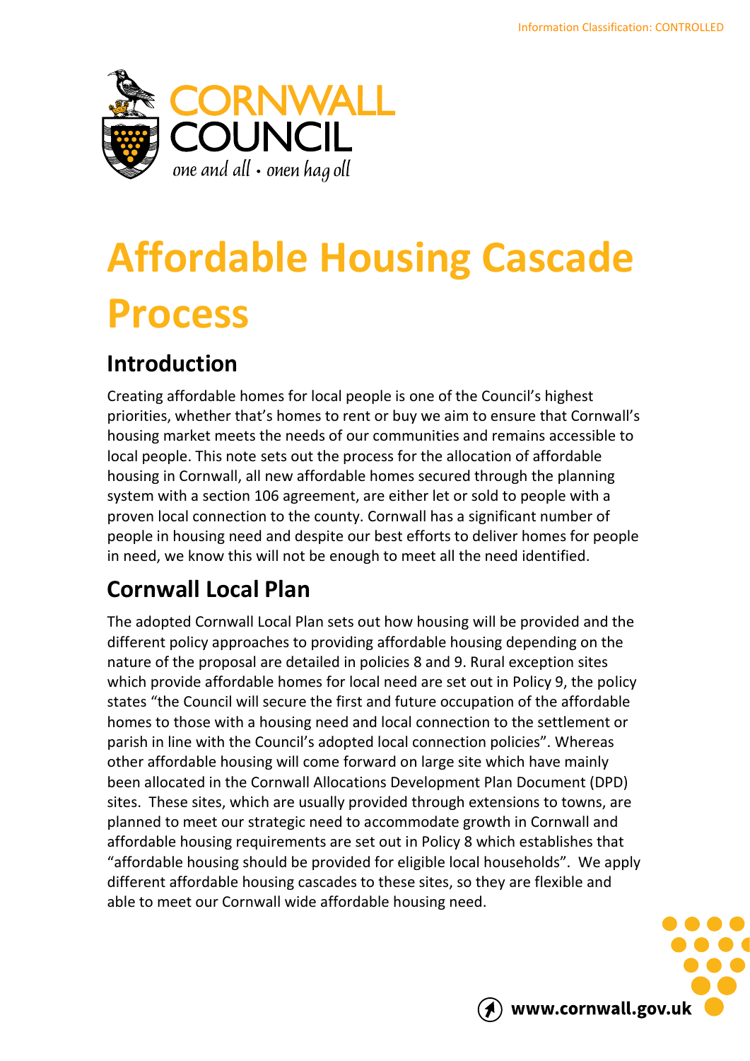# Affordable Housing Cascade Process

## Introduction

Creating affordable homes for local people is one of the Council's highest priorities, whether that's homes to rent or buy we aim to ensure that Cornwall's housing market meets the needs of our communities and remains accessible to local people. This note sets out the process for the allocation of affordable housing in Cornwall, all new affordable homes secured through the planning system with a section 106 agreement, are either let or sold to people with a proven local connection to the county. Cornwall has a significant number of people in housing need and despite our best efforts to deliver homes for people in need, we know this will not be enough to meet all the need identified.

## Cornwall Local Plan

The adopted Cornwall Local Plan sets out how housing will be provided and the different policy approaches to providing affordable housing depending on the nature of the proposal are detailed in policies 8 and 9. Rural exception sites which provide affordable homes for local need are set out in Policy 9, the policy states "the Council will secure the first and future occupation of the affordable homes to those with a housing need and local connection to the settlement or parish in line with the Council's adopted local connection policies". Whereas other affordable housing will come forward on large site which have mainly been allocated in the Cornwall Allocations Development Plan Document (DPD) sites. These sites, which are usually provided through extensions to towns, are planned to meet our strategic need to accommodate growth in Cornwall and affordable housing requirements are set out in Policy 8 which establishes that "affordable housing should be provided for eligible local households". We apply different affordable housing cascades to these sites, so they are flexible and able to meet our Cornwall wide affordable housing need.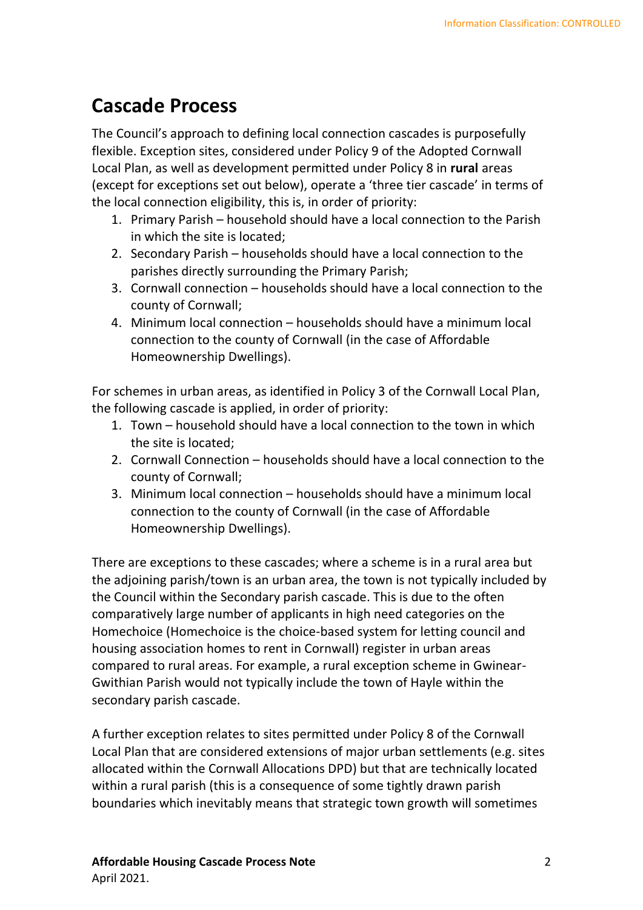## Cascade Process

The Council's approach to defining local connection cascades is purposefully flexible. Exception sites, considered under Policy 9 of the Adopted Cornwall Local Plan, as well as development permitted under Policy 8 in **rural** areas (except for exceptions set out below), operate a 'three tier cascade' in terms of the local connection eligibility, this is, in order of priority:

1. Primary Parish – household should have a local connection to the Parish in which the site is located;
2. Secondary Parish – households should have a local connection to the parishes directly surrounding the Primary Parish;
3. Cornwall connection – households should have a local connection to the county of Cornwall;
4. Minimum local connection – households should have a minimum local connection to the county of Cornwall (in the case of Affordable Homeownership Dwellings).

For schemes in urban areas, as identified in Policy 3 of the Cornwall Local Plan, the following cascade is applied, in order of priority:

1. Town – household should have a local connection to the town in which the site is located;
2. Cornwall Connection – households should have a local connection to the county of Cornwall;
3. Minimum local connection – households should have a minimum local connection to the county of Cornwall (in the case of Affordable Homeownership Dwellings).

There are exceptions to these cascades; where a scheme is in a rural area but the adjoining parish/town is an urban area, the town is not typically included by the Council within the Secondary parish cascade. This is due to the often comparatively large number of applicants in high need categories on the Homechoice (Homechoice is the choice-based system for letting council and housing association homes to rent in Cornwall) register in urban areas compared to rural areas. For example, a rural exception scheme in Gwinear-Gwithian Parish would not typically include the town of Hayle within the secondary parish cascade.

A further exception relates to sites permitted under Policy 8 of the Cornwall Local Plan that are considered extensions of major urban settlements (e.g. sites allocated within the Cornwall Allocations DPD) but that are technically located within a rural parish (this is a consequence of some tightly drawn parish boundaries which inevitably means that strategic town growth will sometimes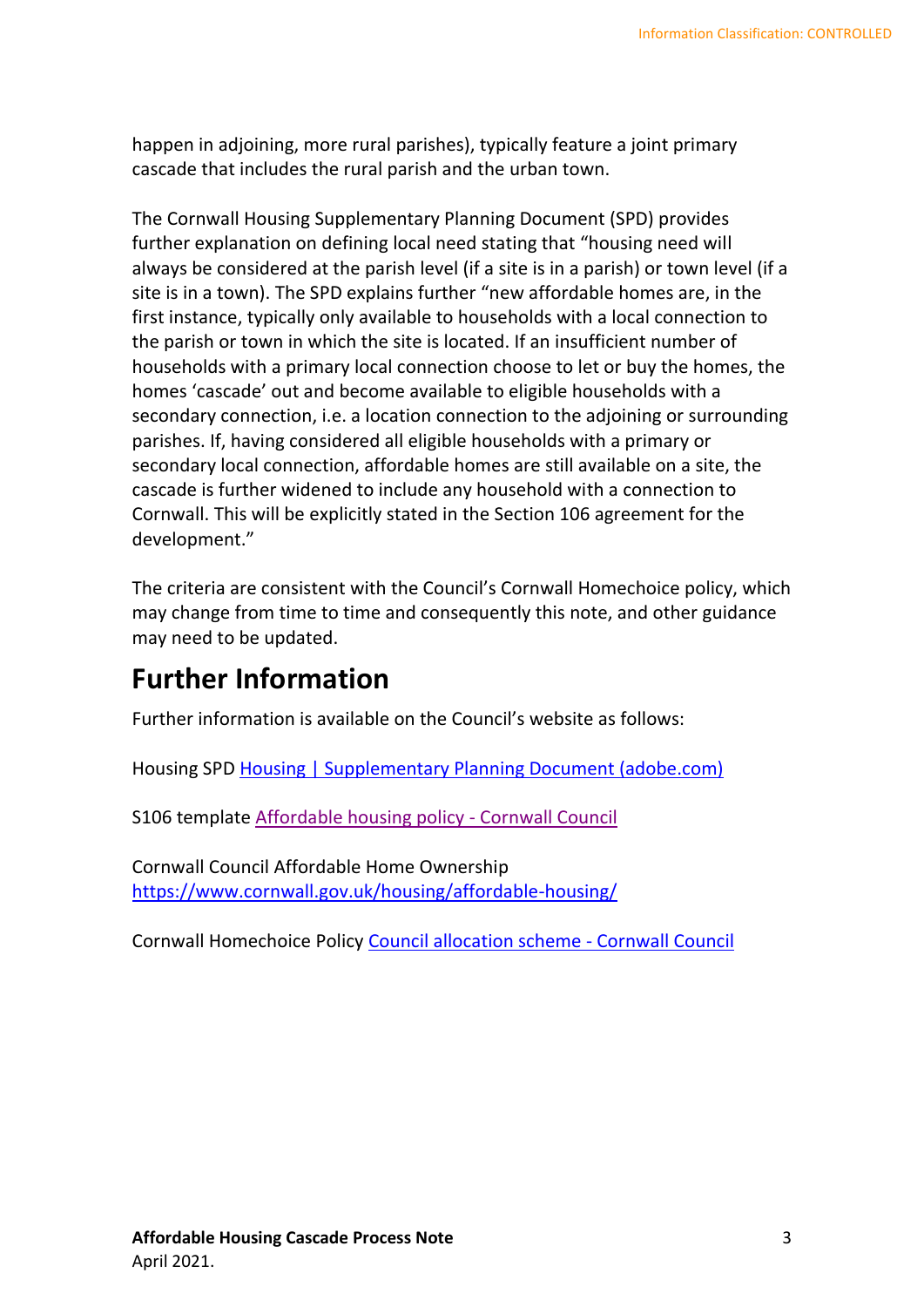happen in adjoining, more rural parishes), typically feature a joint primary cascade that includes the rural parish and the urban town.

The Cornwall Housing Supplementary Planning Document (SPD) provides further explanation on defining local need stating that "housing need will always be considered at the parish level (if a site is in a parish) or town level (if a site is in a town). The SPD explains further "new affordable homes are, in the first instance, typically only available to households with a local connection to the parish or town in which the site is located. If an insufficient number of households with a primary local connection choose to let or buy the homes, the homes 'cascade' out and become available to eligible households with a secondary connection, i.e. a location connection to the adjoining or surrounding parishes. If, having considered all eligible households with a primary or secondary local connection, affordable homes are still available on a site, the cascade is further widened to include any household with a connection to Cornwall. This will be explicitly stated in the Section 106 agreement for the development."

The criteria are consistent with the Council's Cornwall Homechoice policy, which may change from time to time and consequently this note, and other guidance may need to be updated.

## Further Information

Further information is available on the Council's website as follows:

Housing SPD [Housing | Supplementary Planning Document (adobe.com)]

S106 template [Affordable housing policy - Cornwall Council]

Cornwall Council Affordable Home Ownership
https://www.cornwall.gov.uk/housing/affordable-housing/

Cornwall Homechoice Policy [Council allocation scheme - Cornwall Council]

**Affordable Housing Cascade Process Note**
April 2021.